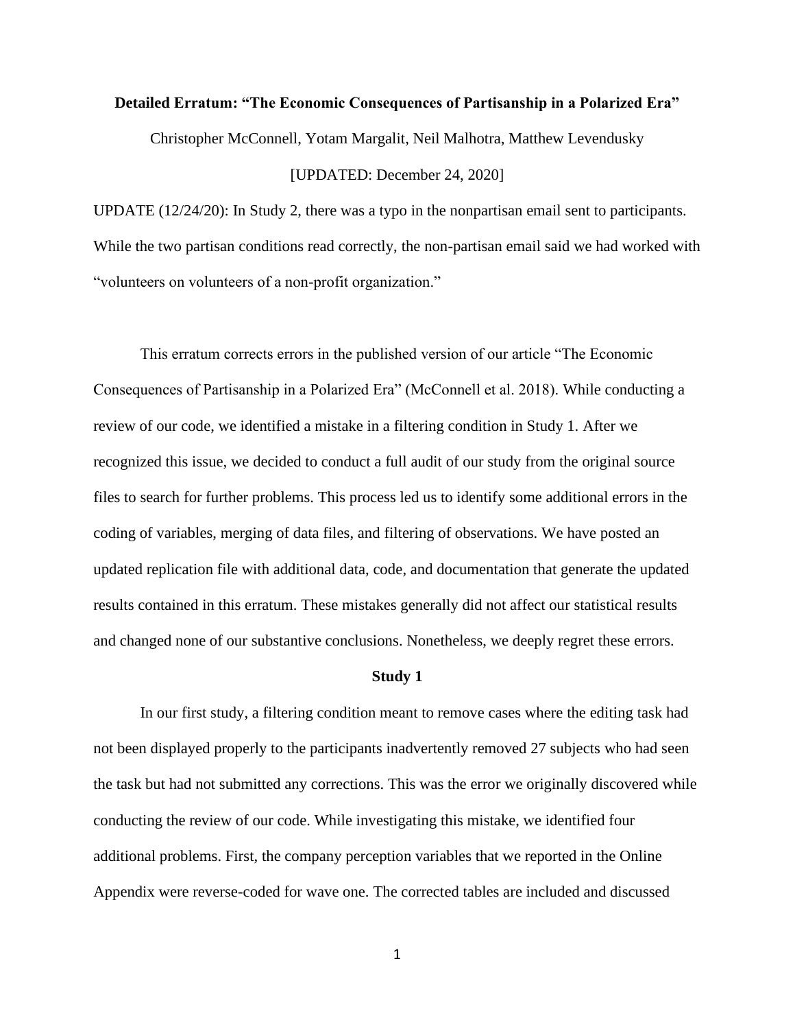**Detailed Erratum: "The Economic Consequences of Partisanship in a Polarized Era"**

Christopher McConnell, Yotam Margalit, Neil Malhotra, Matthew Levendusky

[UPDATED: December 24, 2020]

UPDATE (12/24/20): In Study 2, there was a typo in the nonpartisan email sent to participants. While the two partisan conditions read correctly, the non-partisan email said we had worked with "volunteers on volunteers of a non-profit organization."

This erratum corrects errors in the published version of our article "The Economic Consequences of Partisanship in a Polarized Era" (McConnell et al. 2018). While conducting a review of our code, we identified a mistake in a filtering condition in Study 1. After we recognized this issue, we decided to conduct a full audit of our study from the original source files to search for further problems. This process led us to identify some additional errors in the coding of variables, merging of data files, and filtering of observations. We have posted an updated replication file with additional data, code, and documentation that generate the updated results contained in this erratum. These mistakes generally did not affect our statistical results and changed none of our substantive conclusions. Nonetheless, we deeply regret these errors.

**Study 1**

In our first study, a filtering condition meant to remove cases where the editing task had not been displayed properly to the participants inadvertently removed 27 subjects who had seen the task but had not submitted any corrections. This was the error we originally discovered while conducting the review of our code. While investigating this mistake, we identified four additional problems. First, the company perception variables that we reported in the Online Appendix were reverse-coded for wave one. The corrected tables are included and discussed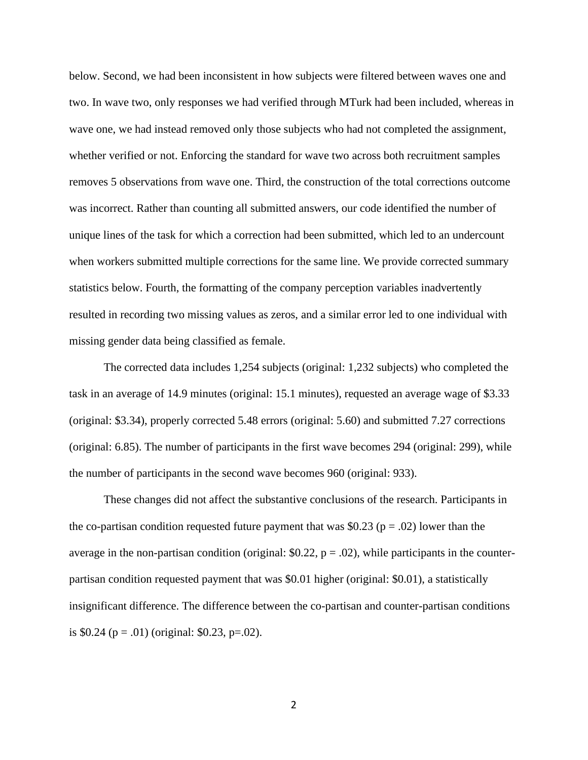below. Second, we had been inconsistent in how subjects were filtered between waves one and two. In wave two, only responses we had verified through MTurk had been included, whereas in wave one, we had instead removed only those subjects who had not completed the assignment, whether verified or not. Enforcing the standard for wave two across both recruitment samples removes 5 observations from wave one. Third, the construction of the total corrections outcome was incorrect. Rather than counting all submitted answers, our code identified the number of unique lines of the task for which a correction had been submitted, which led to an undercount when workers submitted multiple corrections for the same line. We provide corrected summary statistics below. Fourth, the formatting of the company perception variables inadvertently resulted in recording two missing values as zeros, and a similar error led to one individual with missing gender data being classified as female.

The corrected data includes 1,254 subjects (original: 1,232 subjects) who completed the task in an average of 14.9 minutes (original: 15.1 minutes), requested an average wage of $3.33 (original: $3.34), properly corrected 5.48 errors (original: 5.60) and submitted 7.27 corrections (original: 6.85). The number of participants in the first wave becomes 294 (original: 299), while the number of participants in the second wave becomes 960 (original: 933).

These changes did not affect the substantive conclusions of the research. Participants in the co-partisan condition requested future payment that was $0.23 ($p = .02$) lower than the average in the non-partisan condition (original: $0.22, $p = .02$), while participants in the counter-partisan condition requested payment that was $0.01 higher (original: $0.01), a statistically insignificant difference. The difference between the co-partisan and counter-partisan conditions is $0.24 ($p = .01$) (original: $0.23, $p=.02$).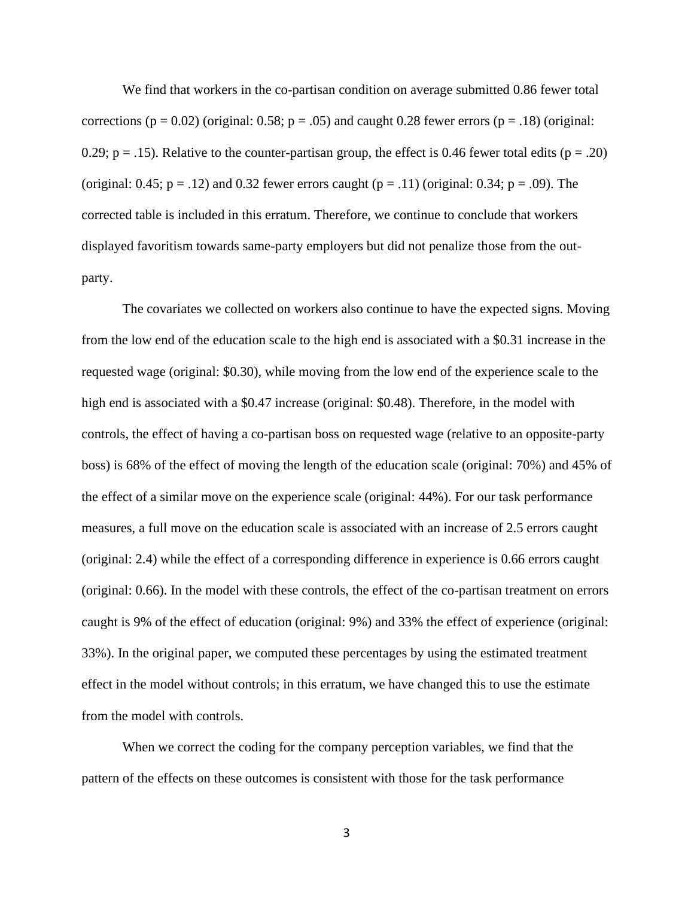We find that workers in the co-partisan condition on average submitted 0.86 fewer total corrections ($p = 0.02$) (original: 0.58; $p = .05$) and caught 0.28 fewer errors ($p = .18$) (original: 0.29; $p = .15$). Relative to the counter-partisan group, the effect is 0.46 fewer total edits ($p = .20$) (original: 0.45; $p = .12$) and 0.32 fewer errors caught ($p = .11$) (original: 0.34; $p = .09$). The corrected table is included in this erratum. Therefore, we continue to conclude that workers displayed favoritism towards same-party employers but did not penalize those from the out-party.

The covariates we collected on workers also continue to have the expected signs. Moving from the low end of the education scale to the high end is associated with a \$0.31 increase in the requested wage (original: \$0.30), while moving from the low end of the experience scale to the high end is associated with a \$0.47 increase (original: \$0.48). Therefore, in the model with controls, the effect of having a co-partisan boss on requested wage (relative to an opposite-party boss) is 68% of the effect of moving the length of the education scale (original: 70%) and 45% of the effect of a similar move on the experience scale (original: 44%). For our task performance measures, a full move on the education scale is associated with an increase of 2.5 errors caught (original: 2.4) while the effect of a corresponding difference in experience is 0.66 errors caught (original: 0.66). In the model with these controls, the effect of the co-partisan treatment on errors caught is 9% of the effect of education (original: 9%) and 33% the effect of experience (original: 33%). In the original paper, we computed these percentages by using the estimated treatment effect in the model without controls; in this erratum, we have changed this to use the estimate from the model with controls.

When we correct the coding for the company perception variables, we find that the pattern of the effects on these outcomes is consistent with those for the task performance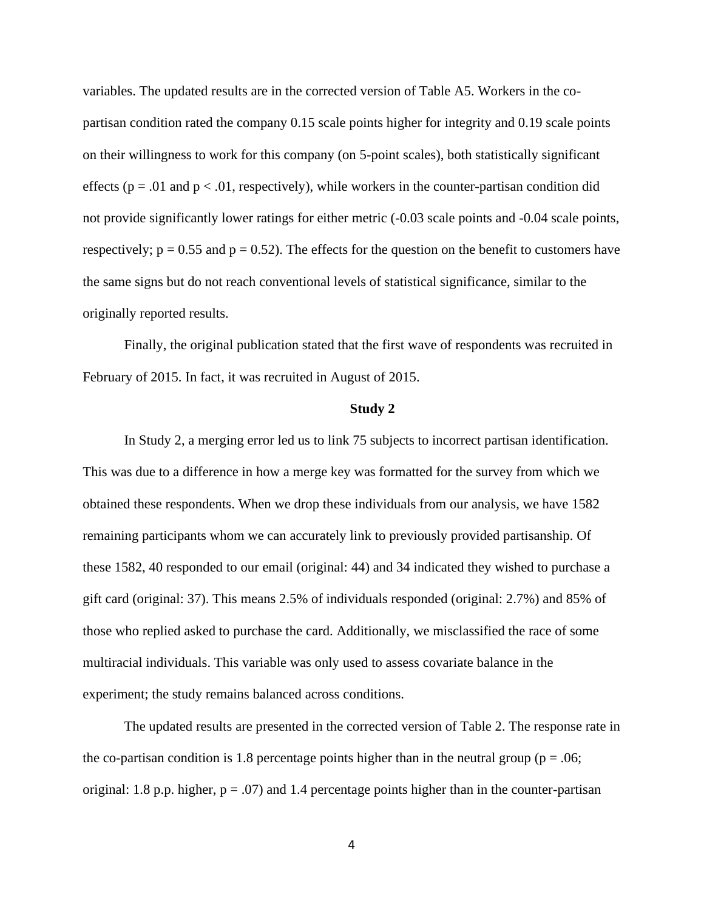variables. The updated results are in the corrected version of Table A5. Workers in the co-partisan condition rated the company 0.15 scale points higher for integrity and 0.19 scale points on their willingness to work for this company (on 5-point scales), both statistically significant effects ($p = .01$ and $p < .01$, respectively), while workers in the counter-partisan condition did not provide significantly lower ratings for either metric (-0.03 scale points and -0.04 scale points, respectively; $p = 0.55$ and $p = 0.52$). The effects for the question on the benefit to customers have the same signs but do not reach conventional levels of statistical significance, similar to the originally reported results.

Finally, the original publication stated that the first wave of respondents was recruited in February of 2015. In fact, it was recruited in August of 2015.

## Study 2

In Study 2, a merging error led us to link 75 subjects to incorrect partisan identification. This was due to a difference in how a merge key was formatted for the survey from which we obtained these respondents. When we drop these individuals from our analysis, we have 1582 remaining participants whom we can accurately link to previously provided partisanship. Of these 1582, 40 responded to our email (original: 44) and 34 indicated they wished to purchase a gift card (original: 37). This means 2.5% of individuals responded (original: 2.7%) and 85% of those who replied asked to purchase the card. Additionally, we misclassified the race of some multiracial individuals. This variable was only used to assess covariate balance in the experiment; the study remains balanced across conditions.

The updated results are presented in the corrected version of Table 2. The response rate in the co-partisan condition is 1.8 percentage points higher than in the neutral group ($p = .06$; original: 1.8 p.p. higher, $p = .07$) and 1.4 percentage points higher than in the counter-partisan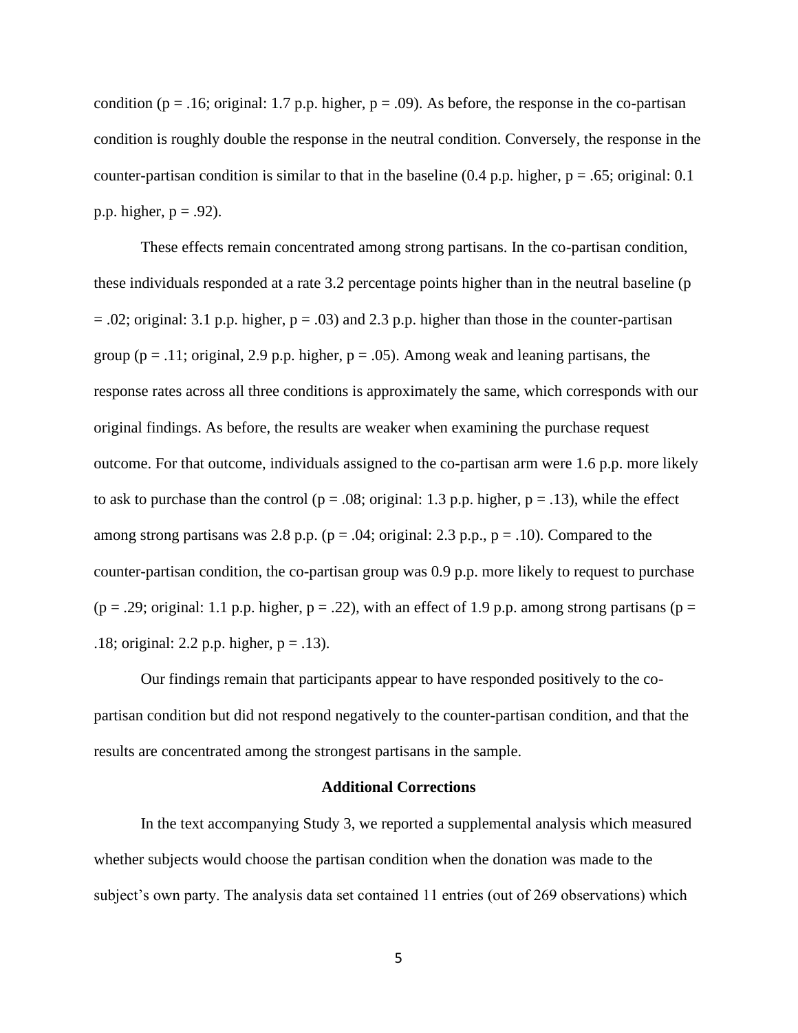condition ($p = .16$; original: 1.7 p.p. higher, $p = .09$). As before, the response in the co-partisan condition is roughly double the response in the neutral condition. Conversely, the response in the counter-partisan condition is similar to that in the baseline (0.4 p.p. higher, $p = .65$; original: 0.1 p.p. higher, $p = .92$).

These effects remain concentrated among strong partisans. In the co-partisan condition, these individuals responded at a rate 3.2 percentage points higher than in the neutral baseline ($p = .02$; original: 3.1 p.p. higher, $p = .03$) and 2.3 p.p. higher than those in the counter-partisan group ($p = .11$; original, 2.9 p.p. higher, $p = .05$). Among weak and leaning partisans, the response rates across all three conditions is approximately the same, which corresponds with our original findings. As before, the results are weaker when examining the purchase request outcome. For that outcome, individuals assigned to the co-partisan arm were 1.6 p.p. more likely to ask to purchase than the control ($p = .08$; original: 1.3 p.p. higher, $p = .13$), while the effect among strong partisans was 2.8 p.p. ($p = .04$; original: 2.3 p.p., $p = .10$). Compared to the counter-partisan condition, the co-partisan group was 0.9 p.p. more likely to request to purchase ($p = .29$; original: 1.1 p.p. higher, $p = .22$), with an effect of 1.9 p.p. among strong partisans ($p = .18$; original: 2.2 p.p. higher, $p = .13$).

Our findings remain that participants appear to have responded positively to the co-partisan condition but did not respond negatively to the counter-partisan condition, and that the results are concentrated among the strongest partisans in the sample.

## Additional Corrections

In the text accompanying Study 3, we reported a supplemental analysis which measured whether subjects would choose the partisan condition when the donation was made to the subject's own party. The analysis data set contained 11 entries (out of 269 observations) which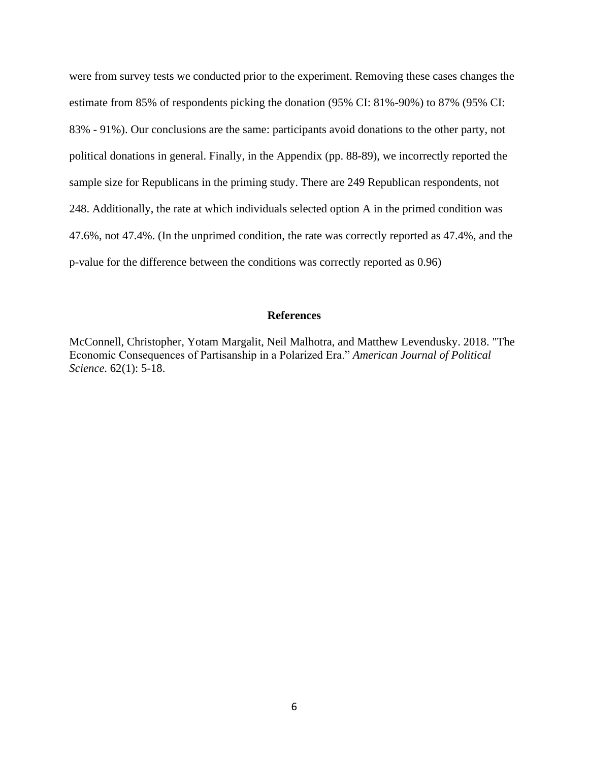were from survey tests we conducted prior to the experiment. Removing these cases changes the estimate from 85% of respondents picking the donation (95% CI: 81%-90%) to 87% (95% CI: 83% - 91%). Our conclusions are the same: participants avoid donations to the other party, not political donations in general. Finally, in the Appendix (pp. 88-89), we incorrectly reported the sample size for Republicans in the priming study. There are 249 Republican respondents, not 248. Additionally, the rate at which individuals selected option A in the primed condition was 47.6%, not 47.4%. (In the unprimed condition, the rate was correctly reported as 47.4%, and the p-value for the difference between the conditions was correctly reported as 0.96)

## References

McConnell, Christopher, Yotam Margalit, Neil Malhotra, and Matthew Levendusky. 2018. "The Economic Consequences of Partisanship in a Polarized Era." *American Journal of Political Science*. 62(1): 5-18.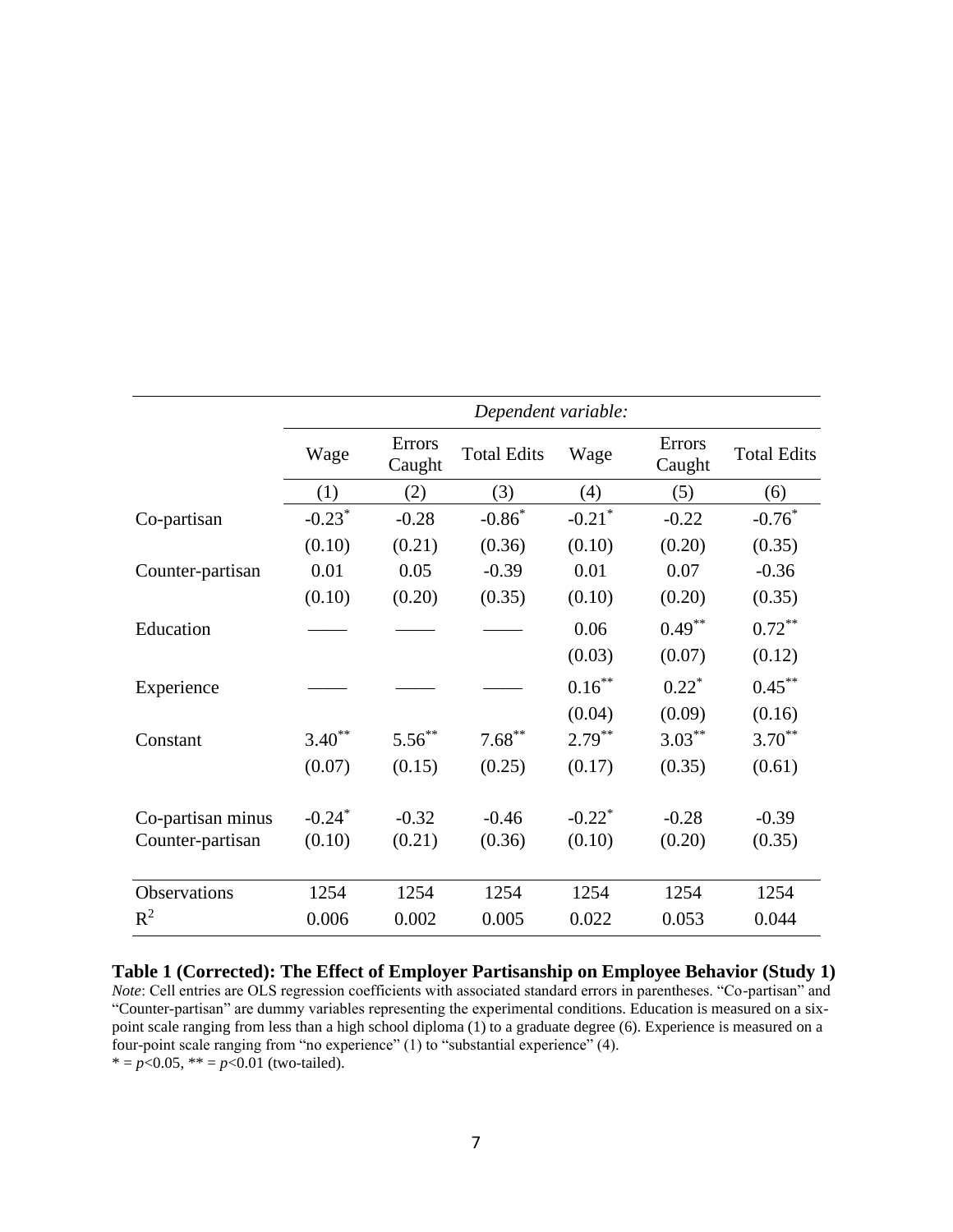| | *Dependent variable:* | | | | | |
|---|---|---|---|---|---|---|
| | Wage | Errors Caught | Total Edits | Wage | Errors Caught | Total Edits |
| | (1) | (2) | (3) | (4) | (5) | (6) |
| Co-partisan | $-0.23^{*}$ | -0.28 | $-0.86^{*}$ | $-0.21^{*}$ | -0.22 | $-0.76^{*}$ |
| | (0.10) | (0.21) | (0.36) | (0.10) | (0.20) | (0.35) |
| Counter-partisan | 0.01 | 0.05 | -0.39 | 0.01 | 0.07 | -0.36 |
| | (0.10) | (0.20) | (0.35) | (0.10) | (0.20) | (0.35) |
| Education | —— | —— | —— | 0.06 | $0.49^{**}$ | $0.72^{**}$ |
| | | | | (0.03) | (0.07) | (0.12) |
| Experience | —— | —— | —— | $0.16^{**}$ | $0.22^{*}$ | $0.45^{**}$ |
| | | | | (0.04) | (0.09) | (0.16) |
| Constant | $3.40^{**}$ | $5.56^{**}$ | $7.68^{**}$ | $2.79^{**}$ | $3.03^{**}$ | $3.70^{**}$ |
| | (0.07) | (0.15) | (0.25) | (0.17) | (0.35) | (0.61) |
| Co-partisan minus Counter-partisan | $-0.24^{*}$ | -0.32 | -0.46 | $-0.22^{*}$ | -0.28 | -0.39 |
| | (0.10) | (0.21) | (0.36) | (0.10) | (0.20) | (0.35) |
| Observations | 1254 | 1254 | 1254 | 1254 | 1254 | 1254 |
| $R^2$ | 0.006 | 0.002 | 0.005 | 0.022 | 0.053 | 0.044 |

**Table 1 (Corrected): The Effect of Employer Partisanship on Employee Behavior (Study 1)**

*Note*: Cell entries are OLS regression coefficients with associated standard errors in parentheses. "Co-partisan" and "Counter-partisan" are dummy variables representing the experimental conditions. Education is measured on a six-point scale ranging from less than a high school diploma (1) to a graduate degree (6). Experience is measured on a four-point scale ranging from "no experience" (1) to "substantial experience" (4).

\* = $p$<0.05, \*\* = $p$<0.01 (two-tailed).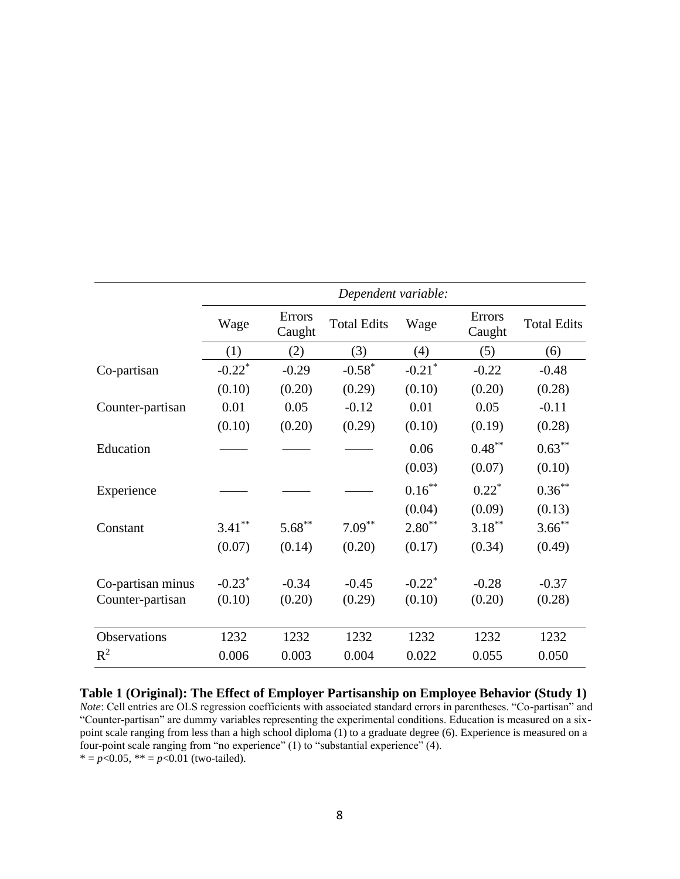| | *Dependent variable:* | | | | | |
|---|---|---|---|---|---|---|
| | Wage | Errors Caught | Total Edits | Wage | Errors Caught | Total Edits |
| | (1) | (2) | (3) | (4) | (5) | (6) |
| Co-partisan | $-0.22^{*}$ | -0.29 | $-0.58^{*}$ | $-0.21^{*}$ | -0.22 | -0.48 |
| | (0.10) | (0.20) | (0.29) | (0.10) | (0.20) | (0.28) |
| Counter-partisan | 0.01 | 0.05 | -0.12 | 0.01 | 0.05 | -0.11 |
| | (0.10) | (0.20) | (0.29) | (0.10) | (0.19) | (0.28) |
| Education | —— | —— | —— | 0.06 | $0.48^{**}$ | $0.63^{**}$ |
| | | | | (0.03) | (0.07) | (0.10) |
| Experience | —— | —— | —— | $0.16^{**}$ | $0.22^{*}$ | $0.36^{**}$ |
| | | | | (0.04) | (0.09) | (0.13) |
| Constant | $3.41^{**}$ | $5.68^{**}$ | $7.09^{**}$ | $2.80^{**}$ | $3.18^{**}$ | $3.66^{**}$ |
| | (0.07) | (0.14) | (0.20) | (0.17) | (0.34) | (0.49) |
| Co-partisan minus | $-0.23^{*}$ | -0.34 | -0.45 | $-0.22^{*}$ | -0.28 | -0.37 |
| Counter-partisan | (0.10) | (0.20) | (0.29) | (0.10) | (0.20) | (0.28) |
| Observations | 1232 | 1232 | 1232 | 1232 | 1232 | 1232 |
| $R^2$ | 0.006 | 0.003 | 0.004 | 0.022 | 0.055 | 0.050 |

**Table 1 (Original): The Effect of Employer Partisanship on Employee Behavior (Study 1)**

*Note*: Cell entries are OLS regression coefficients with associated standard errors in parentheses. "Co-partisan" and "Counter-partisan" are dummy variables representing the experimental conditions. Education is measured on a six-point scale ranging from less than a high school diploma (1) to a graduate degree (6). Experience is measured on a four-point scale ranging from "no experience" (1) to "substantial experience" (4).

* = $p<0.05$, ** = $p<0.01$ (two-tailed).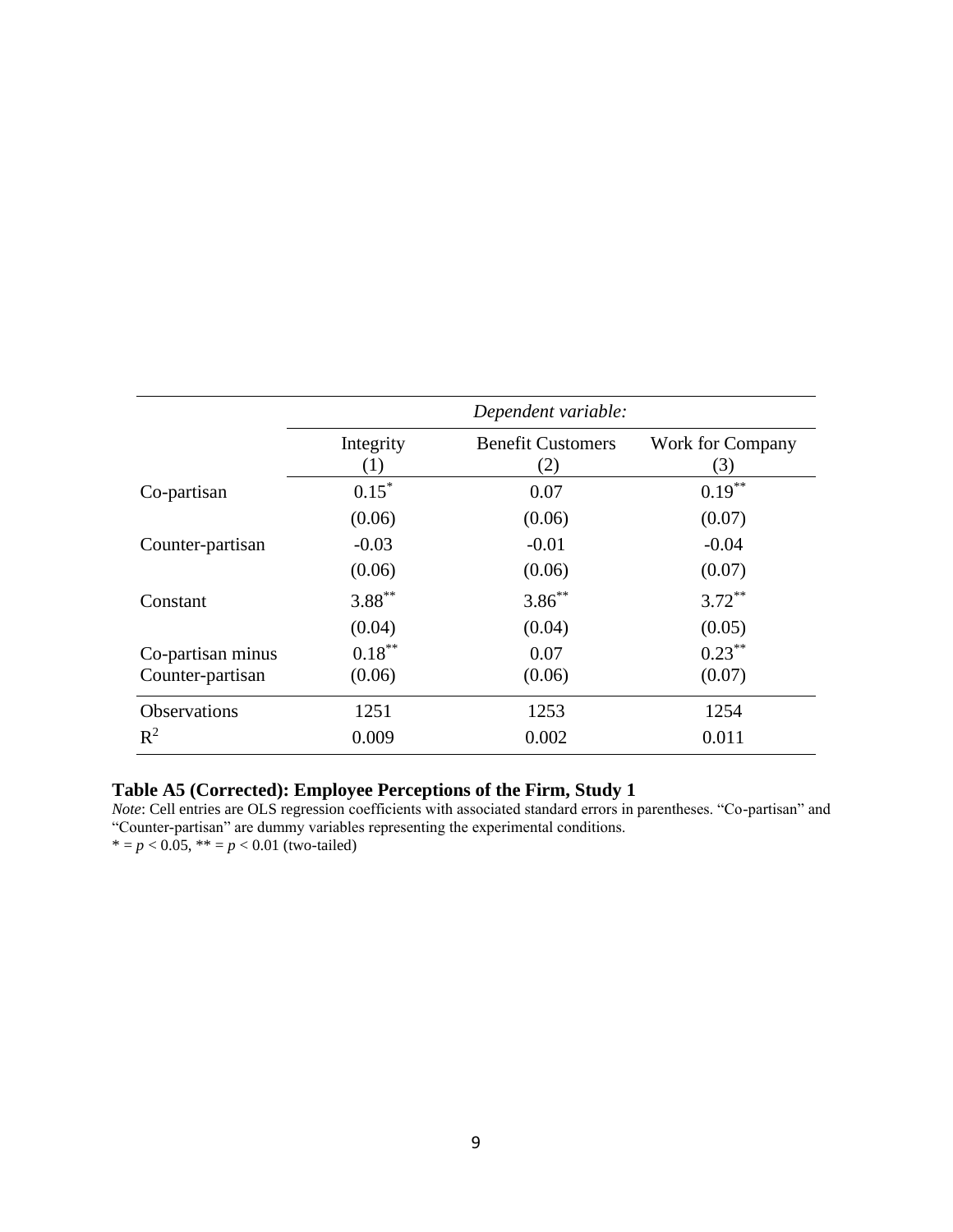| | *Dependent variable:* | | |
|---|---|---|---|
| | Integrity (1) | Benefit Customers (2) | Work for Company (3) |
| Co-partisan | 0.15* | 0.07 | 0.19** |
| | (0.06) | (0.06) | (0.07) |
| Counter-partisan | -0.03 | -0.01 | -0.04 |
| | (0.06) | (0.06) | (0.07) |
| Constant | 3.88** | 3.86** | 3.72** |
| | (0.04) | (0.04) | (0.05) |
| Co-partisan minus Counter-partisan | 0.18** (0.06) | 0.07 (0.06) | 0.23** (0.07) |
| Observations | 1251 | 1253 | 1254 |
| $R^2$ | 0.009 | 0.002 | 0.011 |

**Table A5 (Corrected): Employee Perceptions of the Firm, Study 1**

*Note*: Cell entries are OLS regression coefficients with associated standard errors in parentheses. "Co-partisan" and "Counter-partisan" are dummy variables representing the experimental conditions.

* = $p < 0.05$, ** = $p < 0.01$ (two-tailed)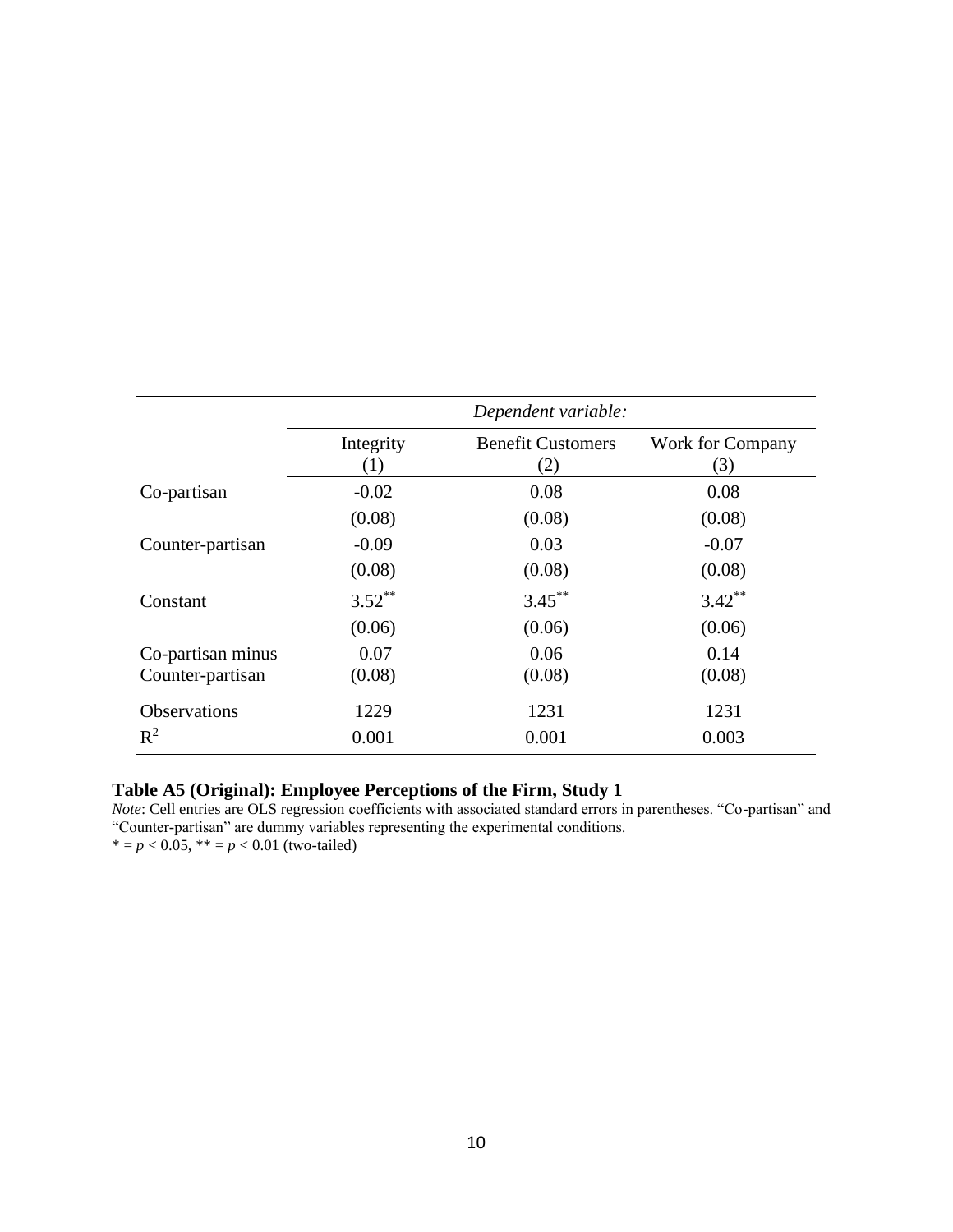| | *Dependent variable:* | | |
|---|---|---|---|
| | Integrity (1) | Benefit Customers (2) | Work for Company (3) |
| Co-partisan | -0.02 | 0.08 | 0.08 |
| | (0.08) | (0.08) | (0.08) |
| Counter-partisan | -0.09 | 0.03 | -0.07 |
| | (0.08) | (0.08) | (0.08) |
| Constant | 3.52** | 3.45** | 3.42** |
| | (0.06) | (0.06) | (0.06) |
| Co-partisan minus Counter-partisan | 0.07 (0.08) | 0.06 (0.08) | 0.14 (0.08) |
| Observations | 1229 | 1231 | 1231 |
| $R^2$ | 0.001 | 0.001 | 0.003 |

**Table A5 (Original): Employee Perceptions of the Firm, Study 1**

*Note*: Cell entries are OLS regression coefficients with associated standard errors in parentheses. "Co-partisan" and "Counter-partisan" are dummy variables representing the experimental conditions.

* = $p < 0.05$, ** = $p < 0.01$ (two-tailed)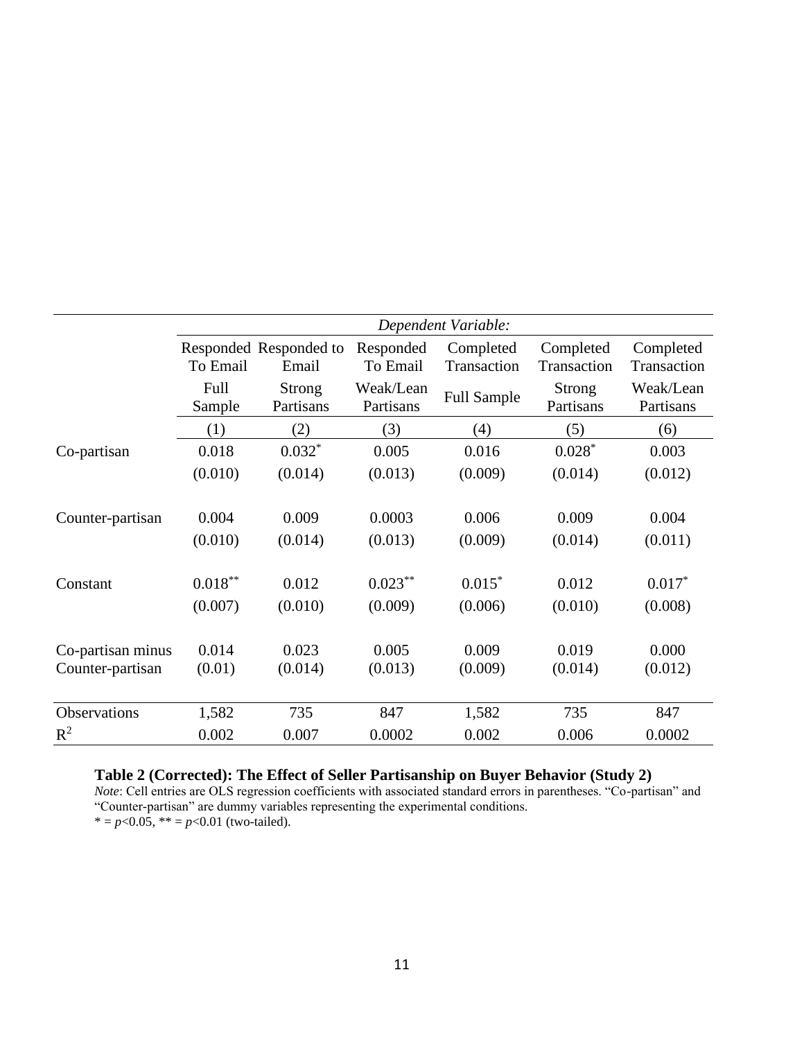| | *Dependent Variable:* | | | | | |
|---|---|---|---|---|---|---|
| | Responded To Email | Responded to Email | Responded To Email | Completed Transaction | Completed Transaction | Completed Transaction |
| | Full Sample | Strong Partisans | Weak/Lean Partisans | Full Sample | Strong Partisans | Weak/Lean Partisans |
| | (1) | (2) | (3) | (4) | (5) | (6) |
| Co-partisan | 0.018 | $0.032^{*}$ | 0.005 | 0.016 | $0.028^{*}$ | 0.003 |
| | (0.010) | (0.014) | (0.013) | (0.009) | (0.014) | (0.012) |
| Counter-partisan | 0.004 | 0.009 | 0.0003 | 0.006 | 0.009 | 0.004 |
| | (0.010) | (0.014) | (0.013) | (0.009) | (0.014) | (0.011) |
| Constant | $0.018^{**}$ | 0.012 | $0.023^{**}$ | $0.015^{*}$ | 0.012 | $0.017^{*}$ |
| | (0.007) | (0.010) | (0.009) | (0.006) | (0.010) | (0.008) |
| Co-partisan minus Counter-partisan | 0.014 (0.01) | 0.023 (0.014) | 0.005 (0.013) | 0.009 (0.009) | 0.019 (0.014) | 0.000 (0.012) |
| Observations | 1,582 | 735 | 847 | 1,582 | 735 | 847 |
| $R^2$ | 0.002 | 0.007 | 0.0002 | 0.002 | 0.006 | 0.0002 |

**Table 2 (Corrected): The Effect of Seller Partisanship on Buyer Behavior (Study 2)**

*Note*: Cell entries are OLS regression coefficients with associated standard errors in parentheses. "Co-partisan" and "Counter-partisan" are dummy variables representing the experimental conditions.

* = $p<0.05$, ** = $p<0.01$ (two-tailed).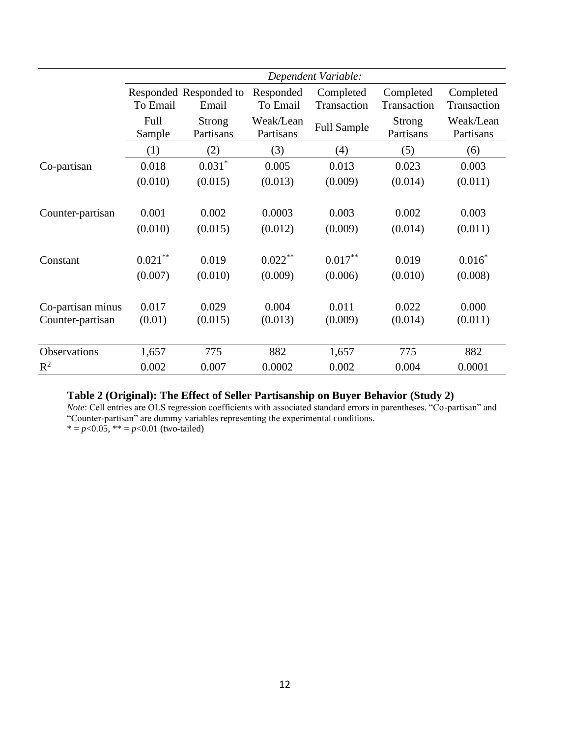| | *Dependent Variable:* | | | | | |
|---|---|---|---|---|---|---|
| | Responded To Email | Responded to Email | Responded To Email | Completed Transaction | Completed Transaction | Completed Transaction |
| | Full Sample | Strong Partisans | Weak/Lean Partisans | Full Sample | Strong Partisans | Weak/Lean Partisans |
| | (1) | (2) | (3) | (4) | (5) | (6) |
| Co-partisan | 0.018 | 0.031* | 0.005 | 0.013 | 0.023 | 0.003 |
| | (0.010) | (0.015) | (0.013) | (0.009) | (0.014) | (0.011) |
| Counter-partisan | 0.001 | 0.002 | 0.0003 | 0.003 | 0.002 | 0.003 |
| | (0.010) | (0.015) | (0.012) | (0.009) | (0.014) | (0.011) |
| Constant | 0.021** | 0.019 | 0.022** | 0.017** | 0.019 | 0.016* |
| | (0.007) | (0.010) | (0.009) | (0.006) | (0.010) | (0.008) |
| Co-partisan minus Counter-partisan | 0.017 (0.01) | 0.029 (0.015) | 0.004 (0.013) | 0.011 (0.009) | 0.022 (0.014) | 0.000 (0.011) |
| Observations | 1,657 | 775 | 882 | 1,657 | 775 | 882 |
| $R^2$ | 0.002 | 0.007 | 0.0002 | 0.002 | 0.004 | 0.0001 |

**Table 2 (Original): The Effect of Seller Partisanship on Buyer Behavior (Study 2)**

*Note*: Cell entries are OLS regression coefficients with associated standard errors in parentheses. "Co-partisan" and "Counter-partisan" are dummy variables representing the experimental conditions.
* = $p<0.05$, ** = $p<0.01$ (two-tailed)